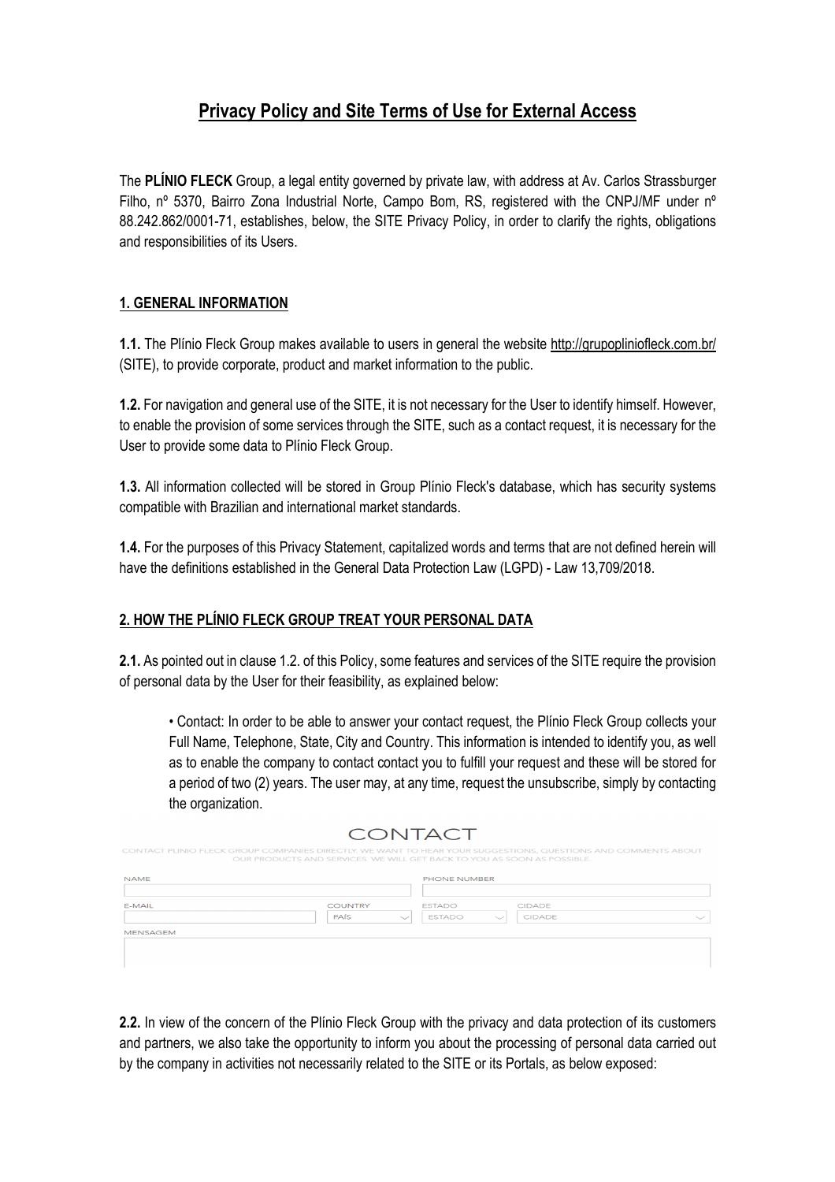# Privacy Policy and Site Terms of Use for External Access

The **PLÍNIO FLECK** Group, a legal entity governed by private law, with address at Av. Carlos Strassburger Filho, nº 5370, Bairro Zona Industrial Norte, Campo Bom, RS, registered with the CNPJ/MF under nº 88.242.862/0001-71, establishes, below, the SITE Privacy Policy, in order to clarify the rights, obligations and responsibilities of its Users.

## 1. GENERAL INFORMATION

**1.1.** The Plínio Fleck Group makes available to users in general the website http://grupopliniofleck.com.br/ (SITE), to provide corporate, product and market information to the public.

**1.2.** For navigation and general use of the SITE, it is not necessary for the User to identify himself. However, to enable the provision of some services through the SITE, such as a contact request, it is necessary for the User to provide some data to Plínio Fleck Group.

**1.3.** All information collected will be stored in Group Plínio Fleck's database, which has security systems compatible with Brazilian and international market standards.

**1.4.** For the purposes of this Privacy Statement, capitalized words and terms that are not defined herein will have the definitions established in the General Data Protection Law (LGPD) - Law 13,709/2018.

## 2. HOW THE PLÍNIO FLECK GROUP TREAT YOUR PERSONAL DATA

**2.1.** As pointed out in clause 1.2. of this Policy, some features and services of the SITE require the provision of personal data by the User for their feasibility, as explained below:

> • Contact: In order to be able to answer your contact request, the Plínio Fleck Group collects your Full Name, Telephone, State, City and Country. This information is intended to identify you, as well as to enable the company to contact contact you to fulfill your request and these will be stored for a period of two (2) years. The user may, at any time, request the unsubscribe, simply by contacting the organization.

CONTACT

CONTACT PLINIO FLECK GROUP COMPANIES DIRECTLY. WE WANT TO HEAR YOUR SUGGESTIONS, QUESTIONS AND COMMENTS ABOUT OUR PRODUCTS AND SERVICES. WE WILL GET BACK TO YOU AS SOON AS POSSIBLE.

NAME | PHONE NUMBER

E-MAIL | COUNTRY: PAÍS | ESTADO: ESTADO | CIDADE: CIDADE

MENSAGEM

**2.2.** In view of the concern of the Plínio Fleck Group with the privacy and data protection of its customers and partners, we also take the opportunity to inform you about the processing of personal data carried out by the company in activities not necessarily related to the SITE or its Portals, as below exposed: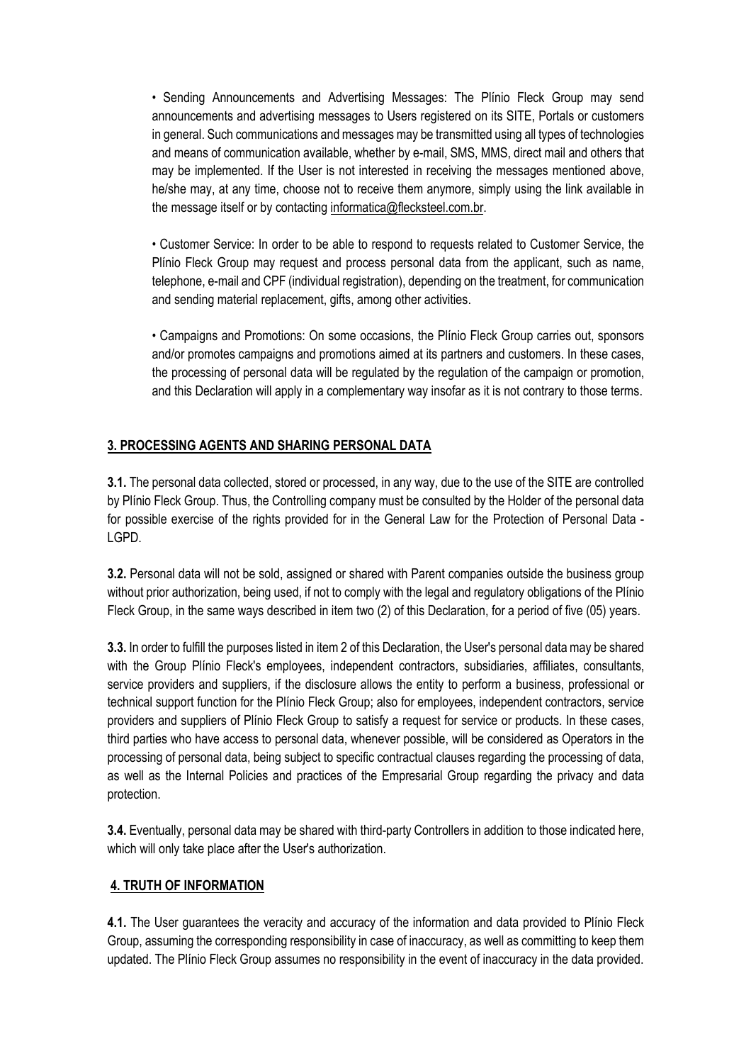- Sending Announcements and Advertising Messages: The Plínio Fleck Group may send announcements and advertising messages to Users registered on its SITE, Portals or customers in general. Such communications and messages may be transmitted using all types of technologies and means of communication available, whether by e-mail, SMS, MMS, direct mail and others that may be implemented. If the User is not interested in receiving the messages mentioned above, he/she may, at any time, choose not to receive them anymore, simply using the link available in the message itself or by contacting informatica@flecksteel.com.br.

- Customer Service: In order to be able to respond to requests related to Customer Service, the Plínio Fleck Group may request and process personal data from the applicant, such as name, telephone, e-mail and CPF (individual registration), depending on the treatment, for communication and sending material replacement, gifts, among other activities.

- Campaigns and Promotions: On some occasions, the Plínio Fleck Group carries out, sponsors and/or promotes campaigns and promotions aimed at its partners and customers. In these cases, the processing of personal data will be regulated by the regulation of the campaign or promotion, and this Declaration will apply in a complementary way insofar as it is not contrary to those terms.

## 3. PROCESSING AGENTS AND SHARING PERSONAL DATA

**3.1.** The personal data collected, stored or processed, in any way, due to the use of the SITE are controlled by Plínio Fleck Group. Thus, the Controlling company must be consulted by the Holder of the personal data for possible exercise of the rights provided for in the General Law for the Protection of Personal Data - LGPD.

**3.2.** Personal data will not be sold, assigned or shared with Parent companies outside the business group without prior authorization, being used, if not to comply with the legal and regulatory obligations of the Plínio Fleck Group, in the same ways described in item two (2) of this Declaration, for a period of five (05) years.

**3.3.** In order to fulfill the purposes listed in item 2 of this Declaration, the User's personal data may be shared with the Group Plínio Fleck's employees, independent contractors, subsidiaries, affiliates, consultants, service providers and suppliers, if the disclosure allows the entity to perform a business, professional or technical support function for the Plínio Fleck Group; also for employees, independent contractors, service providers and suppliers of Plínio Fleck Group to satisfy a request for service or products. In these cases, third parties who have access to personal data, whenever possible, will be considered as Operators in the processing of personal data, being subject to specific contractual clauses regarding the processing of data, as well as the Internal Policies and practices of the Empresarial Group regarding the privacy and data protection.

**3.4.** Eventually, personal data may be shared with third-party Controllers in addition to those indicated here, which will only take place after the User's authorization.

## 4. TRUTH OF INFORMATION

**4.1.** The User guarantees the veracity and accuracy of the information and data provided to Plínio Fleck Group, assuming the corresponding responsibility in case of inaccuracy, as well as committing to keep them updated. The Plínio Fleck Group assumes no responsibility in the event of inaccuracy in the data provided.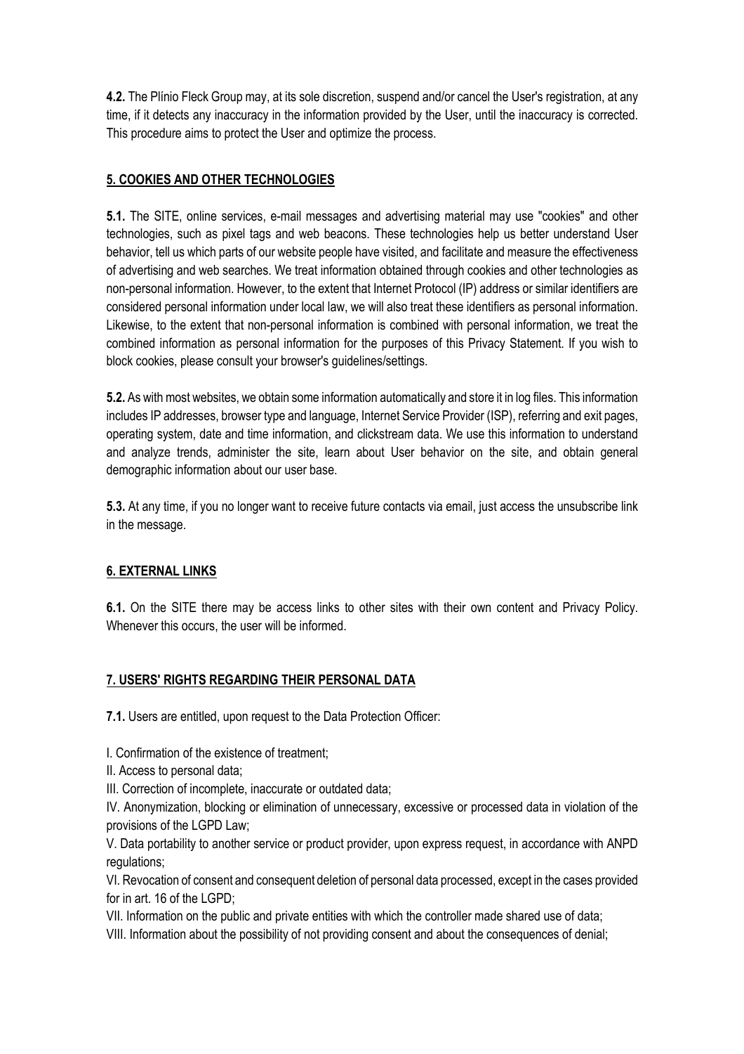**4.2.** The Plínio Fleck Group may, at its sole discretion, suspend and/or cancel the User's registration, at any time, if it detects any inaccuracy in the information provided by the User, until the inaccuracy is corrected. This procedure aims to protect the User and optimize the process.

## 5. COOKIES AND OTHER TECHNOLOGIES

**5.1.** The SITE, online services, e-mail messages and advertising material may use "cookies" and other technologies, such as pixel tags and web beacons. These technologies help us better understand User behavior, tell us which parts of our website people have visited, and facilitate and measure the effectiveness of advertising and web searches. We treat information obtained through cookies and other technologies as non-personal information. However, to the extent that Internet Protocol (IP) address or similar identifiers are considered personal information under local law, we will also treat these identifiers as personal information. Likewise, to the extent that non-personal information is combined with personal information, we treat the combined information as personal information for the purposes of this Privacy Statement. If you wish to block cookies, please consult your browser's guidelines/settings.

**5.2.** As with most websites, we obtain some information automatically and store it in log files. This information includes IP addresses, browser type and language, Internet Service Provider (ISP), referring and exit pages, operating system, date and time information, and clickstream data. We use this information to understand and analyze trends, administer the site, learn about User behavior on the site, and obtain general demographic information about our user base.

**5.3.** At any time, if you no longer want to receive future contacts via email, just access the unsubscribe link in the message.

## 6. EXTERNAL LINKS

**6.1.** On the SITE there may be access links to other sites with their own content and Privacy Policy. Whenever this occurs, the user will be informed.

## 7. USERS' RIGHTS REGARDING THEIR PERSONAL DATA

**7.1.** Users are entitled, upon request to the Data Protection Officer:

I. Confirmation of the existence of treatment;

II. Access to personal data;

III. Correction of incomplete, inaccurate or outdated data;

IV. Anonymization, blocking or elimination of unnecessary, excessive or processed data in violation of the provisions of the LGPD Law;

V. Data portability to another service or product provider, upon express request, in accordance with ANPD regulations;

VI. Revocation of consent and consequent deletion of personal data processed, except in the cases provided for in art. 16 of the LGPD;

VII. Information on the public and private entities with which the controller made shared use of data;

VIII. Information about the possibility of not providing consent and about the consequences of denial;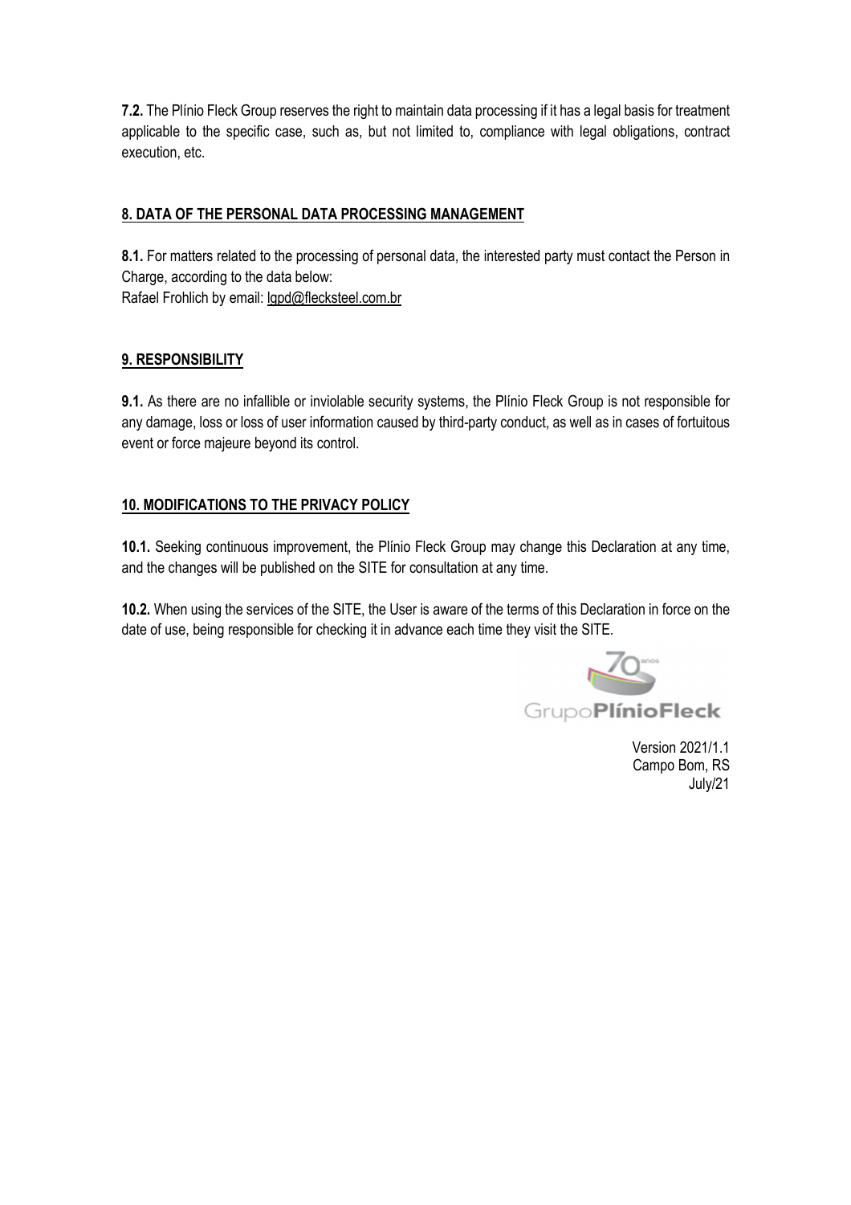**7.2.** The Plínio Fleck Group reserves the right to maintain data processing if it has a legal basis for treatment applicable to the specific case, such as, but not limited to, compliance with legal obligations, contract execution, etc.

## 8. DATA OF THE PERSONAL DATA PROCESSING MANAGEMENT

**8.1.** For matters related to the processing of personal data, the interested party must contact the Person in Charge, according to the data below:
Rafael Frohlich by email: lgpd@flecksteel.com.br

## 9. RESPONSIBILITY

**9.1.** As there are no infallible or inviolable security systems, the Plínio Fleck Group is not responsible for any damage, loss or loss of user information caused by third-party conduct, as well as in cases of fortuitous event or force majeure beyond its control.

## 10. MODIFICATIONS TO THE PRIVACY POLICY

**10.1.** Seeking continuous improvement, the Plínio Fleck Group may change this Declaration at any time, and the changes will be published on the SITE for consultation at any time.

**10.2.** When using the services of the SITE, the User is aware of the terms of this Declaration in force on the date of use, being responsible for checking it in advance each time they visit the SITE.

70 anos
GrupoPlínioFleck

Version 2021/1.1
Campo Bom, RS
July/21